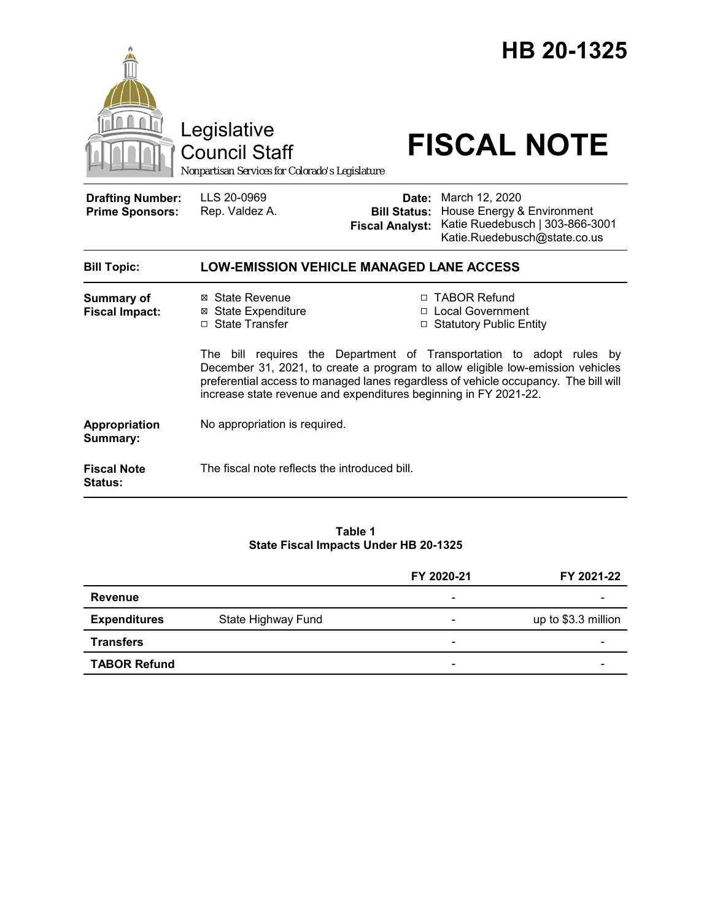# HB 20-1325

Legislative Council Staff

*Nonpartisan Services for Colorado's Legislature*

# FISCAL NOTE

| | | | |
|---|---|---|---|
| **Drafting Number:** | LLS 20-0969 | **Date:** | March 12, 2020 |
| **Prime Sponsors:** | Rep. Valdez A. | **Bill Status:** | House Energy & Environment |
| | | **Fiscal Analyst:** | Katie Ruedebusch \| 303-866-3001<br>Katie.Ruedebusch@state.co.us |

**Bill Topic:** **LOW-EMISSION VEHICLE MANAGED LANE ACCESS**

**Summary of Fiscal Impact:**

- ☒ State Revenue
- ☒ State Expenditure
- ☐ State Transfer
- ☐ TABOR Refund
- ☐ Local Government
- ☐ Statutory Public Entity

The bill requires the Department of Transportation to adopt rules by December 31, 2021, to create a program to allow eligible low-emission vehicles preferential access to managed lanes regardless of vehicle occupancy. The bill will increase state revenue and expenditures beginning in FY 2021-22.

**Appropriation Summary:** No appropriation is required.

**Fiscal Note Status:** The fiscal note reflects the introduced bill.

**Table 1**
**State Fiscal Impacts Under HB 20-1325**

| | | FY 2020-21 | FY 2021-22 |
|---|---|---|---|
| **Revenue** | | - | - |
| **Expenditures** | State Highway Fund | - | up to $3.3 million |
| **Transfers** | | - | - |
| **TABOR Refund** | | - | - |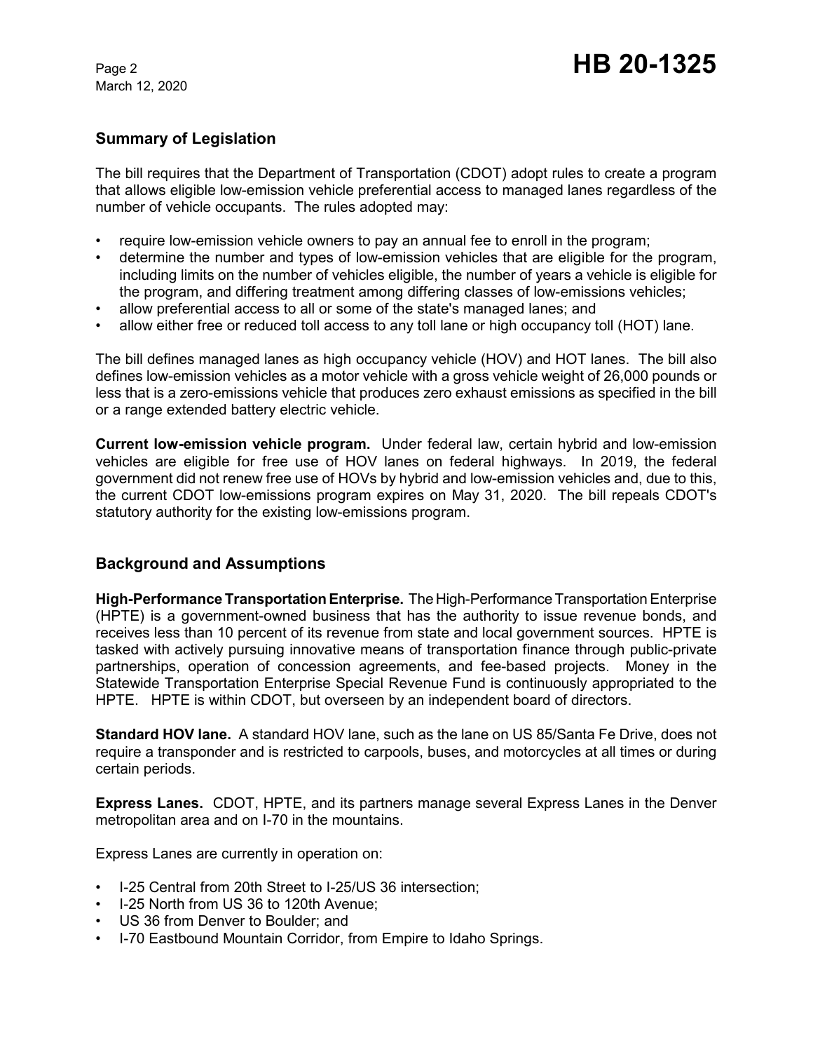## Summary of Legislation

The bill requires that the Department of Transportation (CDOT) adopt rules to create a program that allows eligible low-emission vehicle preferential access to managed lanes regardless of the number of vehicle occupants. The rules adopted may:

- require low-emission vehicle owners to pay an annual fee to enroll in the program;
- determine the number and types of low-emission vehicles that are eligible for the program, including limits on the number of vehicles eligible, the number of years a vehicle is eligible for the program, and differing treatment among differing classes of low-emissions vehicles;
- allow preferential access to all or some of the state's managed lanes; and
- allow either free or reduced toll access to any toll lane or high occupancy toll (HOT) lane.

The bill defines managed lanes as high occupancy vehicle (HOV) and HOT lanes. The bill also defines low-emission vehicles as a motor vehicle with a gross vehicle weight of 26,000 pounds or less that is a zero-emissions vehicle that produces zero exhaust emissions as specified in the bill or a range extended battery electric vehicle.

**Current low-emission vehicle program.** Under federal law, certain hybrid and low-emission vehicles are eligible for free use of HOV lanes on federal highways. In 2019, the federal government did not renew free use of HOVs by hybrid and low-emission vehicles and, due to this, the current CDOT low-emissions program expires on May 31, 2020. The bill repeals CDOT's statutory authority for the existing low-emissions program.

## Background and Assumptions

**High-Performance Transportation Enterprise.** The High-Performance Transportation Enterprise (HPTE) is a government-owned business that has the authority to issue revenue bonds, and receives less than 10 percent of its revenue from state and local government sources. HPTE is tasked with actively pursuing innovative means of transportation finance through public-private partnerships, operation of concession agreements, and fee-based projects. Money in the Statewide Transportation Enterprise Special Revenue Fund is continuously appropriated to the HPTE. HPTE is within CDOT, but overseen by an independent board of directors.

**Standard HOV lane.** A standard HOV lane, such as the lane on US 85/Santa Fe Drive, does not require a transponder and is restricted to carpools, buses, and motorcycles at all times or during certain periods.

**Express Lanes.** CDOT, HPTE, and its partners manage several Express Lanes in the Denver metropolitan area and on I-70 in the mountains.

Express Lanes are currently in operation on:

- I-25 Central from 20th Street to I-25/US 36 intersection;
- I-25 North from US 36 to 120th Avenue;
- US 36 from Denver to Boulder; and
- I-70 Eastbound Mountain Corridor, from Empire to Idaho Springs.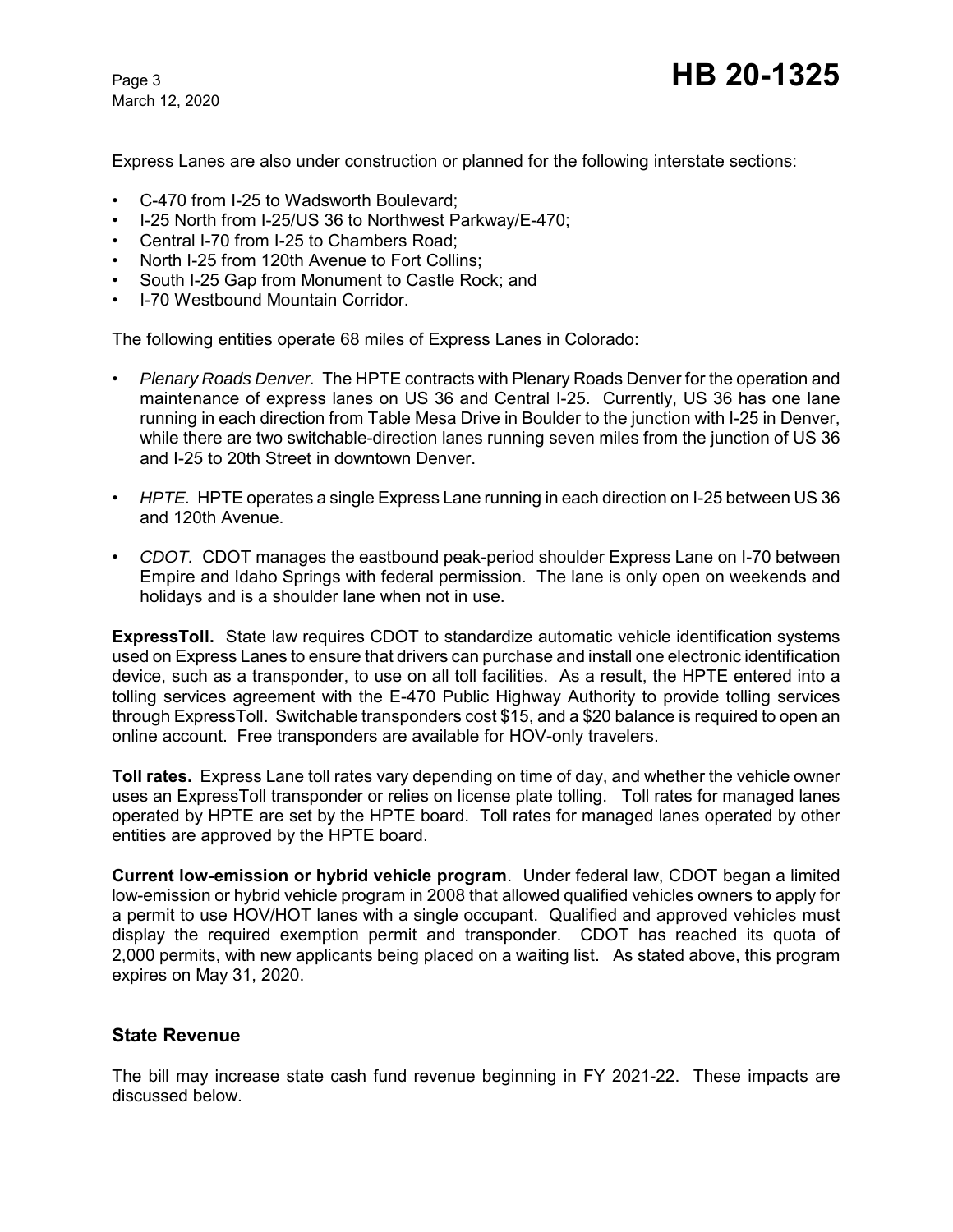Express Lanes are also under construction or planned for the following interstate sections:

- C-470 from I-25 to Wadsworth Boulevard;
- I-25 North from I-25/US 36 to Northwest Parkway/E-470;
- Central I-70 from I-25 to Chambers Road;
- North I-25 from 120th Avenue to Fort Collins;
- South I-25 Gap from Monument to Castle Rock; and
- I-70 Westbound Mountain Corridor.

The following entities operate 68 miles of Express Lanes in Colorado:

- *Plenary Roads Denver.* The HPTE contracts with Plenary Roads Denver for the operation and maintenance of express lanes on US 36 and Central I-25. Currently, US 36 has one lane running in each direction from Table Mesa Drive in Boulder to the junction with I-25 in Denver, while there are two switchable-direction lanes running seven miles from the junction of US 36 and I-25 to 20th Street in downtown Denver.
- *HPTE.* HPTE operates a single Express Lane running in each direction on I-25 between US 36 and 120th Avenue.
- *CDOT.* CDOT manages the eastbound peak-period shoulder Express Lane on I-70 between Empire and Idaho Springs with federal permission. The lane is only open on weekends and holidays and is a shoulder lane when not in use.

**ExpressToll.** State law requires CDOT to standardize automatic vehicle identification systems used on Express Lanes to ensure that drivers can purchase and install one electronic identification device, such as a transponder, to use on all toll facilities. As a result, the HPTE entered into a tolling services agreement with the E-470 Public Highway Authority to provide tolling services through ExpressToll. Switchable transponders cost $15, and a $20 balance is required to open an online account. Free transponders are available for HOV-only travelers.

**Toll rates.** Express Lane toll rates vary depending on time of day, and whether the vehicle owner uses an ExpressToll transponder or relies on license plate tolling. Toll rates for managed lanes operated by HPTE are set by the HPTE board. Toll rates for managed lanes operated by other entities are approved by the HPTE board.

**Current low-emission or hybrid vehicle program**. Under federal law, CDOT began a limited low-emission or hybrid vehicle program in 2008 that allowed qualified vehicles owners to apply for a permit to use HOV/HOT lanes with a single occupant. Qualified and approved vehicles must display the required exemption permit and transponder. CDOT has reached its quota of 2,000 permits, with new applicants being placed on a waiting list. As stated above, this program expires on May 31, 2020.

## State Revenue

The bill may increase state cash fund revenue beginning in FY 2021-22. These impacts are discussed below.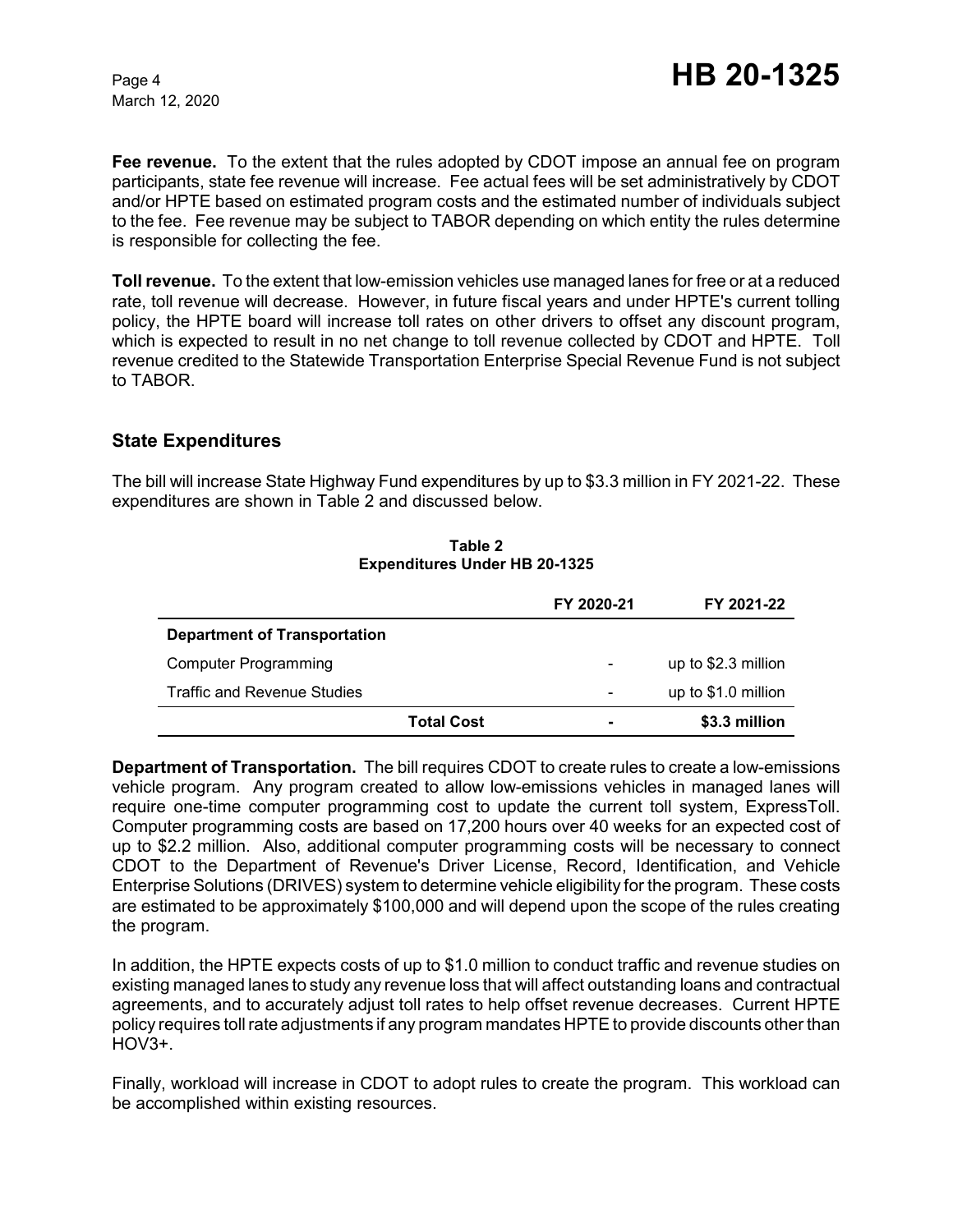**Fee revenue.** To the extent that the rules adopted by CDOT impose an annual fee on program participants, state fee revenue will increase. Fee actual fees will be set administratively by CDOT and/or HPTE based on estimated program costs and the estimated number of individuals subject to the fee. Fee revenue may be subject to TABOR depending on which entity the rules determine is responsible for collecting the fee.

**Toll revenue.** To the extent that low-emission vehicles use managed lanes for free or at a reduced rate, toll revenue will decrease. However, in future fiscal years and under HPTE's current tolling policy, the HPTE board will increase toll rates on other drivers to offset any discount program, which is expected to result in no net change to toll revenue collected by CDOT and HPTE. Toll revenue credited to the Statewide Transportation Enterprise Special Revenue Fund is not subject to TABOR.

## State Expenditures

The bill will increase State Highway Fund expenditures by up to $3.3 million in FY 2021-22. These expenditures are shown in Table 2 and discussed below.

**Table 2**
**Expenditures Under HB 20-1325**

| | FY 2020-21 | FY 2021-22 |
|---|---|---|
| **Department of Transportation** | | |
| Computer Programming | - | up to $2.3 million |
| Traffic and Revenue Studies | - | up to $1.0 million |
| **Total Cost** | **-** | **$3.3 million** |

**Department of Transportation.** The bill requires CDOT to create rules to create a low-emissions vehicle program. Any program created to allow low-emissions vehicles in managed lanes will require one-time computer programming cost to update the current toll system, ExpressToll. Computer programming costs are based on 17,200 hours over 40 weeks for an expected cost of up to $2.2 million. Also, additional computer programming costs will be necessary to connect CDOT to the Department of Revenue's Driver License, Record, Identification, and Vehicle Enterprise Solutions (DRIVES) system to determine vehicle eligibility for the program. These costs are estimated to be approximately $100,000 and will depend upon the scope of the rules creating the program.

In addition, the HPTE expects costs of up to $1.0 million to conduct traffic and revenue studies on existing managed lanes to study any revenue loss that will affect outstanding loans and contractual agreements, and to accurately adjust toll rates to help offset revenue decreases. Current HPTE policy requires toll rate adjustments if any program mandates HPTE to provide discounts other than HOV3+.

Finally, workload will increase in CDOT to adopt rules to create the program. This workload can be accomplished within existing resources.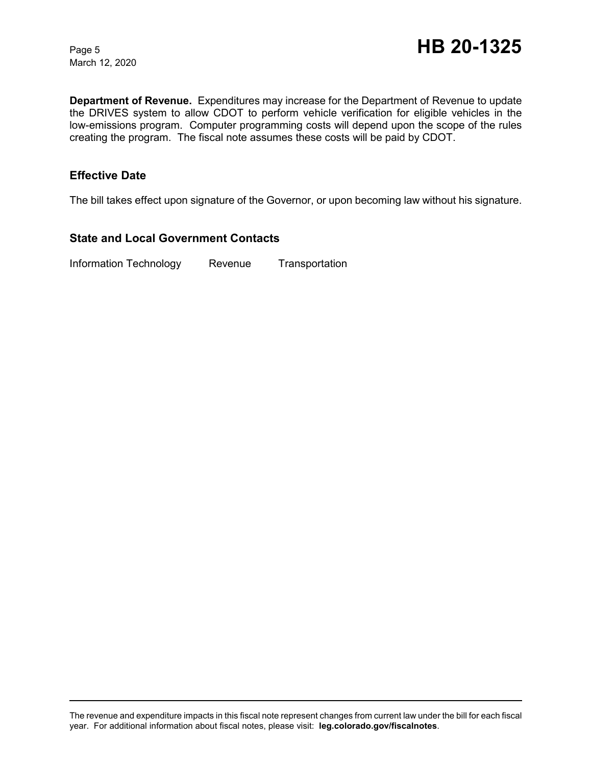**Department of Revenue.** Expenditures may increase for the Department of Revenue to update the DRIVES system to allow CDOT to perform vehicle verification for eligible vehicles in the low-emissions program. Computer programming costs will depend upon the scope of the rules creating the program. The fiscal note assumes these costs will be paid by CDOT.

## Effective Date

The bill takes effect upon signature of the Governor, or upon becoming law without his signature.

## State and Local Government Contacts

Information Technology    Revenue    Transportation

The revenue and expenditure impacts in this fiscal note represent changes from current law under the bill for each fiscal year. For additional information about fiscal notes, please visit: **leg.colorado.gov/fiscalnotes**.